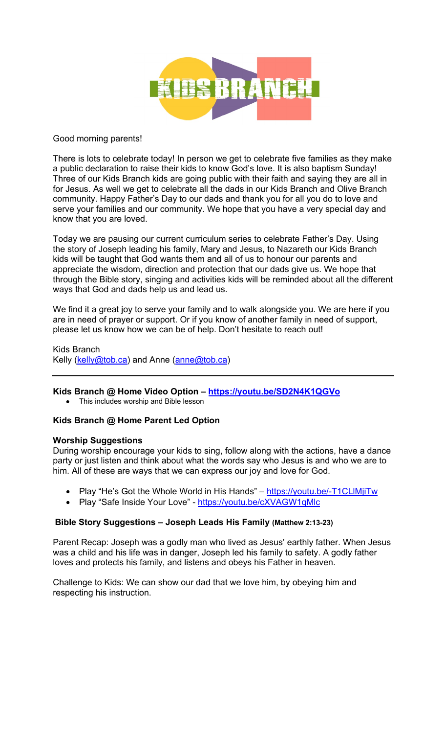KIDS BRANCH

Good morning parents!

There is lots to celebrate today! In person we get to celebrate five families as they make a public declaration to raise their kids to know God's love. It is also baptism Sunday! Three of our Kids Branch kids are going public with their faith and saying they are all in for Jesus. As well we get to celebrate all the dads in our Kids Branch and Olive Branch community. Happy Father's Day to our dads and thank you for all you do to love and serve your families and our community. We hope that you have a very special day and know that you are loved.

Today we are pausing our current curriculum series to celebrate Father's Day. Using the story of Joseph leading his family, Mary and Jesus, to Nazareth our Kids Branch kids will be taught that God wants them and all of us to honour our parents and appreciate the wisdom, direction and protection that our dads give us. We hope that through the Bible story, singing and activities kids will be reminded about all the different ways that God and dads help us and lead us.

We find it a great joy to serve your family and to walk alongside you. We are here if you are in need of prayer or support. Or if you know of another family in need of support, please let us know how we can be of help. Don't hesitate to reach out!

Kids Branch
Kelly (kelly@tob.ca) and Anne (anne@tob.ca)

---

**Kids Branch @ Home Video Option – https://youtu.be/SD2N4K1QGVo**

- This includes worship and Bible lesson

**Kids Branch @ Home Parent Led Option**

**Worship Suggestions**

During worship encourage your kids to sing, follow along with the actions, have a dance party or just listen and think about what the words say who Jesus is and who we are to him. All of these are ways that we can express our joy and love for God.

- Play "He's Got the Whole World in His Hands" – https://youtu.be/-T1CLlMjiTw
- Play "Safe Inside Your Love" - https://youtu.be/cXVAGW1qMlc

**Bible Story Suggestions – Joseph Leads His Family (Matthew 2:13-23)**

Parent Recap: Joseph was a godly man who lived as Jesus' earthly father. When Jesus was a child and his life was in danger, Joseph led his family to safety. A godly father loves and protects his family, and listens and obeys his Father in heaven.

Challenge to Kids: We can show our dad that we love him, by obeying him and respecting his instruction.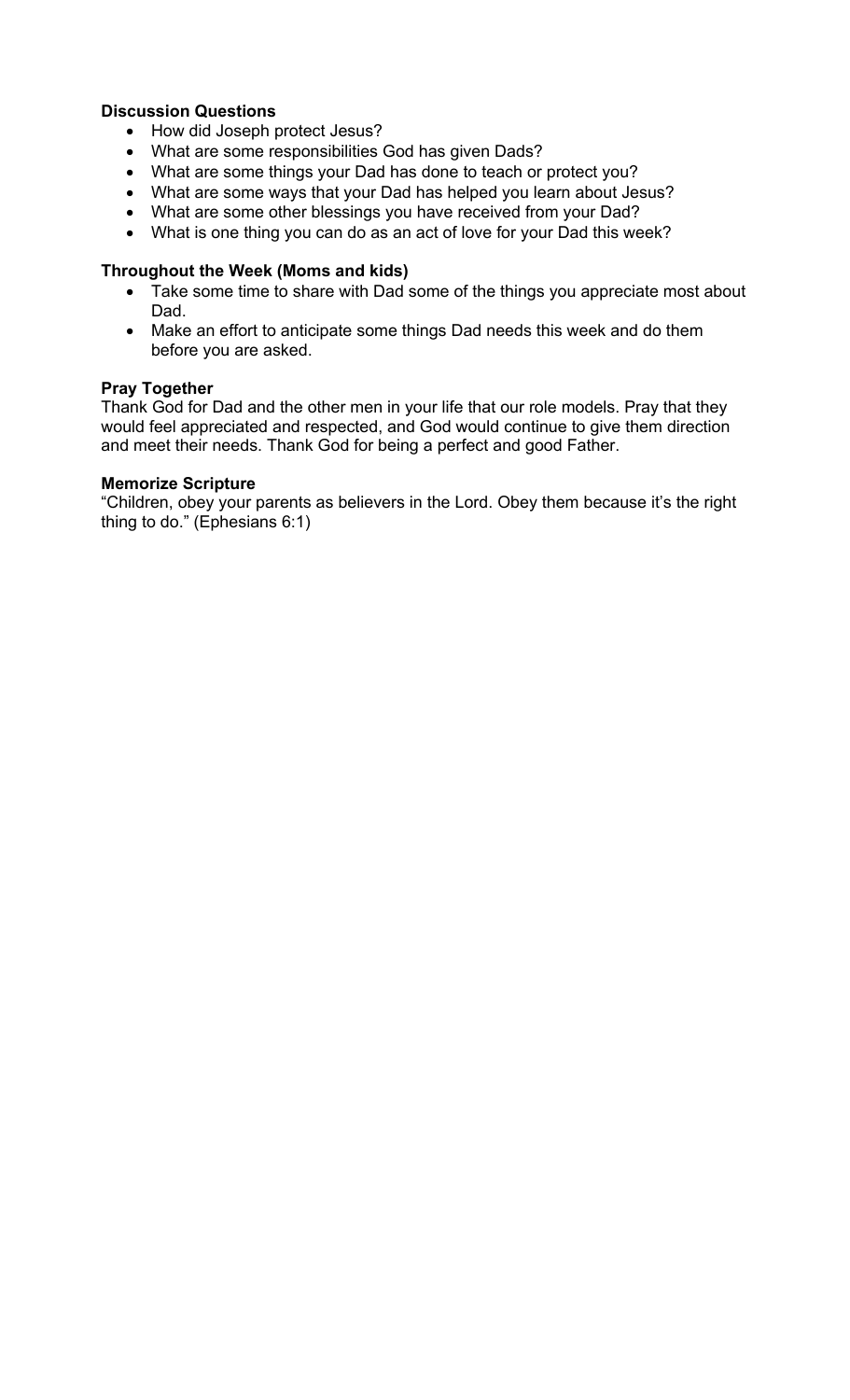**Discussion Questions**

- How did Joseph protect Jesus?
- What are some responsibilities God has given Dads?
- What are some things your Dad has done to teach or protect you?
- What are some ways that your Dad has helped you learn about Jesus?
- What are some other blessings you have received from your Dad?
- What is one thing you can do as an act of love for your Dad this week?

**Throughout the Week (Moms and kids)**

- Take some time to share with Dad some of the things you appreciate most about Dad.
- Make an effort to anticipate some things Dad needs this week and do them before you are asked.

**Pray Together**

Thank God for Dad and the other men in your life that our role models. Pray that they would feel appreciated and respected, and God would continue to give them direction and meet their needs. Thank God for being a perfect and good Father.

**Memorize Scripture**

"Children, obey your parents as believers in the Lord. Obey them because it's the right thing to do." (Ephesians 6:1)